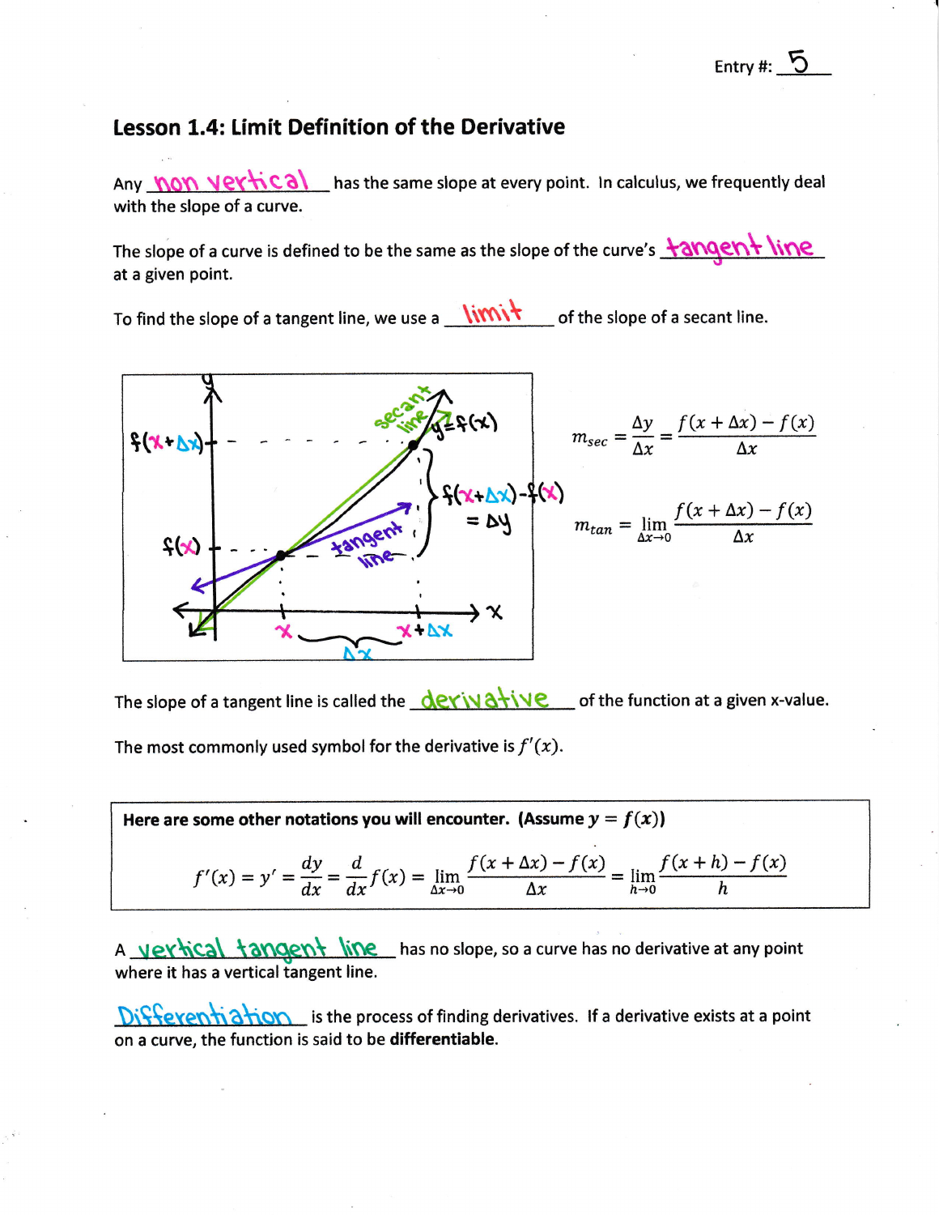Entry #: 5

## Lesson 1.4: Limit Definition of the Derivative

Any non vertical line has the same slope at every point. In calculus, we frequently deal with the slope of a curve.

The slope of a curve is defined to be the same as the slope of the curve's tangent line at a given point.

To find the slope of a tangent line, we use a limit of the slope of a secant line.

$$m_{sec} = \frac{\Delta y}{\Delta x} = \frac{f(x+\Delta x) - f(x)}{\Delta x}$$

$$m_{tan} = \lim_{\Delta x \to 0} \frac{f(x+\Delta x) - f(x)}{\Delta x}$$

The slope of a tangent line is called the derivative of the function at a given x-value.

The most commonly used symbol for the derivative is $f'(x)$.

**Here are some other notations you will encounter. (Assume $y = f(x)$)**

$$f'(x) = y' = \frac{dy}{dx} = \frac{d}{dx}f(x) = \lim_{\Delta x \to 0} \frac{f(x+\Delta x) - f(x)}{\Delta x} = \lim_{h \to 0} \frac{f(x+h) - f(x)}{h}$$

A vertical tangent line has no slope, so a curve has no derivative at any point where it has a vertical tangent line.

Differentiation is the process of finding derivatives. If a derivative exists at a point on a curve, the function is said to be **differentiable**.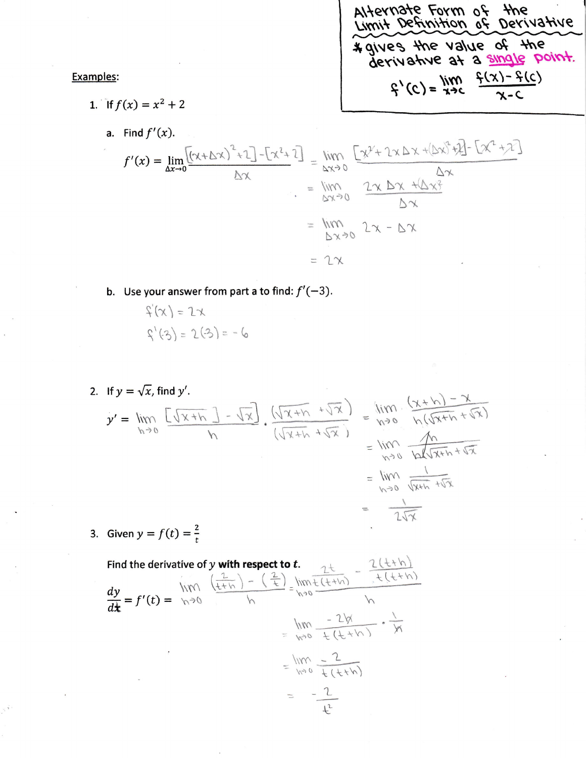Alternate Form of the Limit Definition of Derivative

*gives the value of the derivative at a **single point.**

$$f'(c) = \lim_{x \to c} \frac{f(x) - f(c)}{x - c}$$

**Examples:**

1. If $f(x) = x^2 + 2$

   a. Find $f'(x)$.

$$f'(x) = \lim_{\Delta x \to 0} \frac{[(x+\Delta x)^2 + 2] - [x^2 + 2]}{\Delta x} = \lim_{\Delta x \to 0} \frac{[x^2 + 2x\Delta x + (\Delta x)^2 + 2] - [x^2 + 2]}{\Delta x}$$

$$= \lim_{\Delta x \to 0} \frac{2x\Delta x + \Delta x^2}{\Delta x}$$

$$= \lim_{\Delta x \to 0} 2x - \Delta x$$

$$= 2x$$

   b. Use your answer from part a to find: $f'(-3)$.

$$f'(x) = 2x$$

$$f'(3) = 2(3) = -6$$

2. If $y = \sqrt{x}$, find $y'$.

$$y' = \lim_{h \to 0} \frac{[\sqrt{x+h}] - \sqrt{x}]}{h} \cdot \frac{(\sqrt{x+h} + \sqrt{x})}{(\sqrt{x+h} + \sqrt{x})} = \lim_{h \to 0} \frac{(x+h) - x}{h(\sqrt{x+h} + \sqrt{x})}$$

$$= \lim_{h \to 0} \frac{h}{h(\sqrt{x+h} + \sqrt{x})}$$

$$= \lim_{h \to 0} \frac{1}{\sqrt{x+h} + \sqrt{x}}$$

$$= \frac{1}{2\sqrt{x}}$$

3. Given $y = f(t) = \frac{2}{t}$

Find the derivative of $y$ with respect to $t$.

$$\frac{dy}{dt} = f'(t) = \lim_{h \to 0} \frac{\left(\frac{2}{t+h}\right) - \left(\frac{2}{t}\right)}{h} = \lim_{h \to 0} \frac{\frac{2t}{t(t+h)} - \frac{2(t+h)}{t(t+h)}}{h}$$

$$= \lim_{h \to 0} \frac{-2h}{t(t+h)} \cdot \frac{1}{h}$$

$$= \lim_{h \to 0} \frac{-2}{t(t+h)}$$

$$= \frac{-2}{t^2}$$